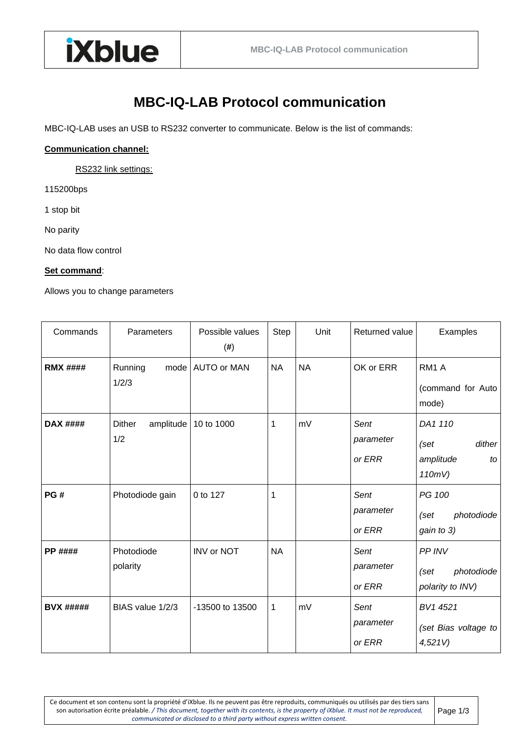# MBC-IQ-LAB Protocol communication

MBC-IQ-LAB uses an USB to RS232 converter to communicate. Below is the list of commands:

**Communication channel:**

RS232 link settings:

115200bps

1 stop bit

No parity

No data flow control

**Set command**:

Allows you to change parameters

| Commands | Parameters | Possible values (#) | Step | Unit | Returned value | Examples |
|---|---|---|---|---|---|---|
| **RMX** #### | Running mode 1/2/3 | AUTO or MAN | NA | NA | OK or ERR | RM1 A<br>(command for Auto mode) |
| **DAX** #### | Dither amplitude 1/2 | 10 to 1000 | 1 | mV | *Sent parameter or ERR* | *DA1 110*<br>*(set dither amplitude to 110mV)* |
| **PG** # | Photodiode gain | 0 to 127 | 1 | | *Sent parameter or ERR* | *PG 100*<br>*(set photodiode gain to 3)* |
| **PP** #### | Photodiode polarity | INV or NOT | NA | | *Sent parameter or ERR* | *PP INV*<br>*(set photodiode polarity to INV)* |
| **BVX** ##### | BIAS value 1/2/3 | -13500 to 13500 | 1 | mV | *Sent parameter or ERR* | *BV1 4521*<br>*(set Bias voltage to 4,521V)* |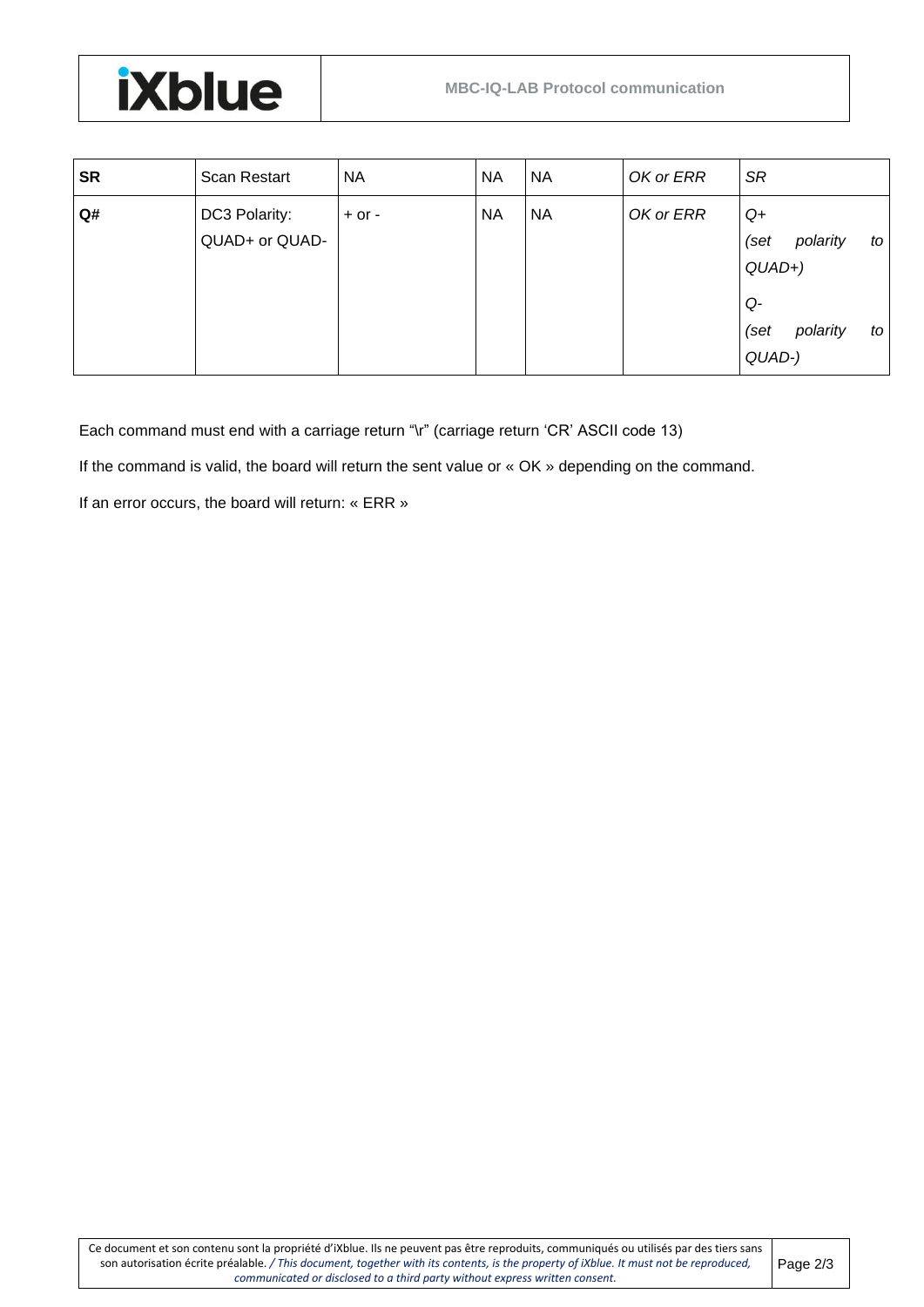| **SR** | Scan Restart | NA | NA | NA | *OK or ERR* | *SR* |
|---|---|---|---|---|---|---|
| **Q#** | DC3 Polarity: QUAD+ or QUAD- | + or - | NA | NA | *OK or ERR* | *Q+* *(set polarity to QUAD+)* *Q-* *(set polarity to QUAD-)* |

Each command must end with a carriage return "\r" (carriage return 'CR' ASCII code 13)

If the command is valid, the board will return the sent value or « OK » depending on the command.

If an error occurs, the board will return: « ERR »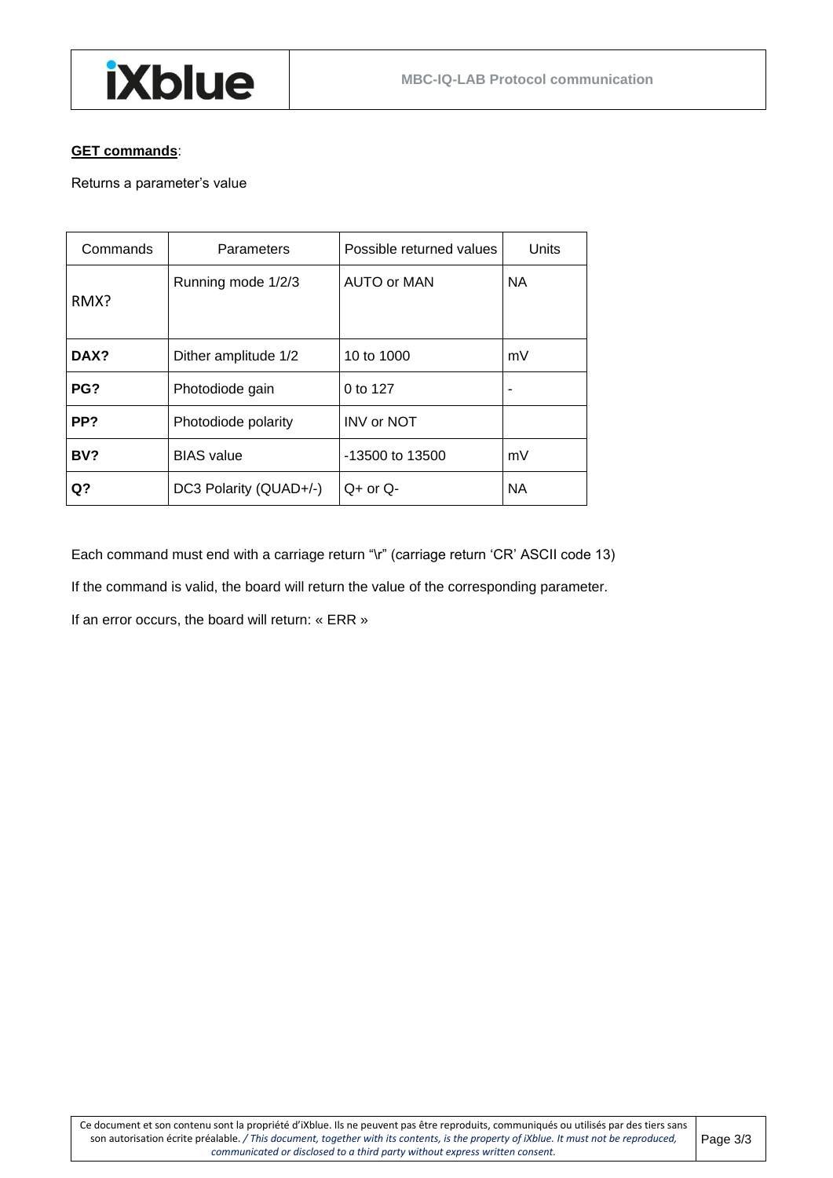**GET commands**:

Returns a parameter's value

| Commands | Parameters | Possible returned values | Units |
|---|---|---|---|
| RMX? | Running mode 1/2/3 | AUTO or MAN | NA |
| **DAX?** | Dither amplitude 1/2 | 10 to 1000 | mV |
| **PG?** | Photodiode gain | 0 to 127 | - |
| **PP?** | Photodiode polarity | INV or NOT | |
| **BV?** | BIAS value | -13500 to 13500 | mV |
| **Q?** | DC3 Polarity (QUAD+/-) | Q+ or Q- | NA |

Each command must end with a carriage return "\r" (carriage return 'CR' ASCII code 13)

If the command is valid, the board will return the value of the corresponding parameter.

If an error occurs, the board will return: « ERR »

Ce document et son contenu sont la propriété d'iXblue. Ils ne peuvent pas être reproduits, communiqués ou utilisés par des tiers sans son autorisation écrite préalable. */ This document, together with its contents, is the property of iXblue. It must not be reproduced, communicated or disclosed to a third party without express written consent.*